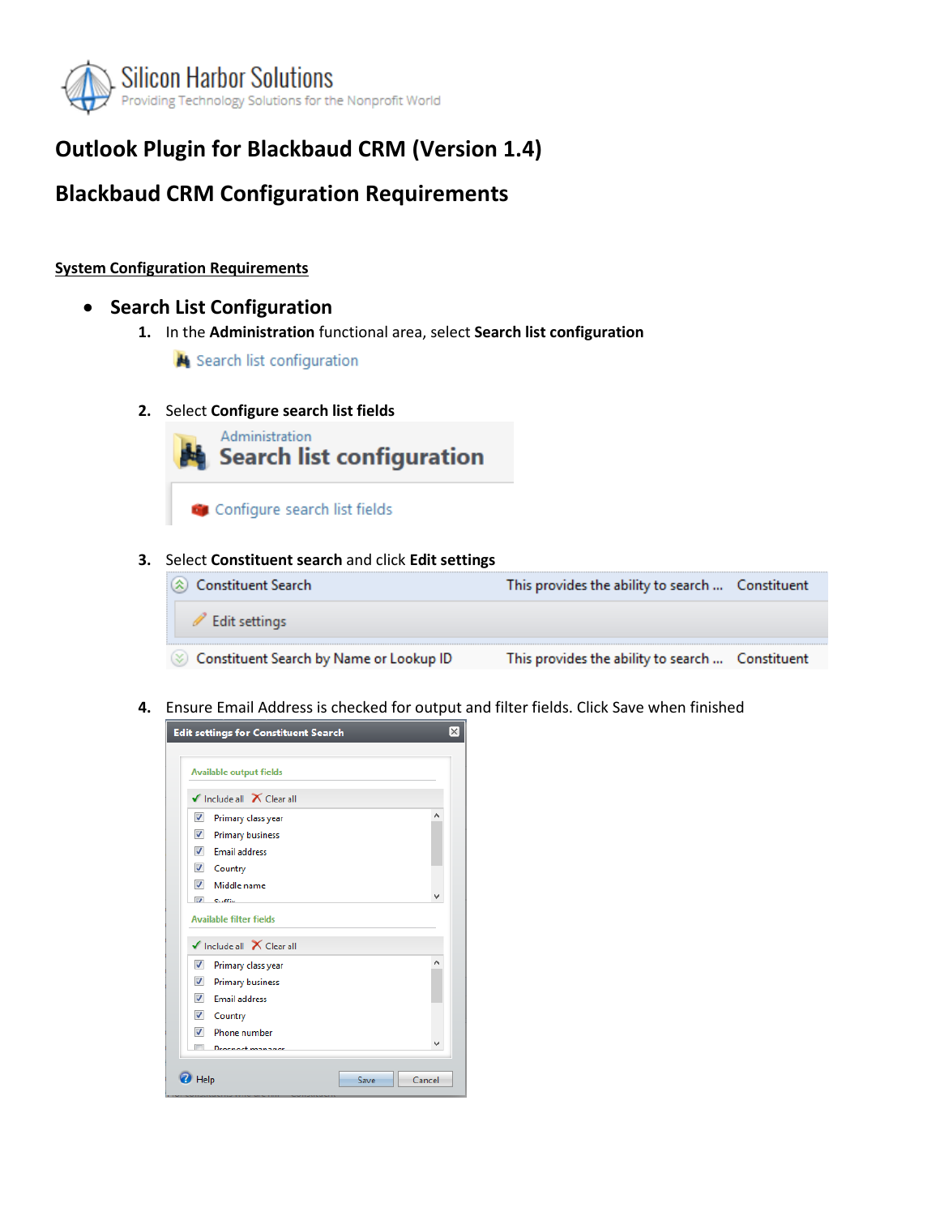Silicon Harbor Solutions
Providing Technology Solutions for the Nonprofit World

# Outlook Plugin for Blackbaud CRM (Version 1.4)

# Blackbaud CRM Configuration Requirements

**System Configuration Requirements**

- ## Search List Configuration

1. In the **Administration** functional area, select **Search list configuration**

   Search list configuration

2. Select **Configure search list fields**

   Administration
   Search list configuration

   Configure search list fields

3. Select **Constituent search** and click **Edit settings**

   | | | |
   |---|---|---|
   | Constituent Search | This provides the ability to search ... | Constituent |
   | Edit settings | | |
   | Constituent Search by Name or Lookup ID | This provides the ability to search ... | Constituent |

4. Ensure Email Address is checked for output and filter fields. Click Save when finished

   Edit settings for Constituent Search

   Available output fields

   Include all  Clear all

   - [x] Primary class year
   - [x] Primary business
   - [x] Email address
   - [x] Country
   - [x] Middle name
   - [x] Suffix

   Available filter fields

   Include all  Clear all

   - [x] Primary class year
   - [x] Primary business
   - [x] Email address
   - [x] Country
   - [x] Phone number
   - [ ] Prospect manager

   Help  Save  Cancel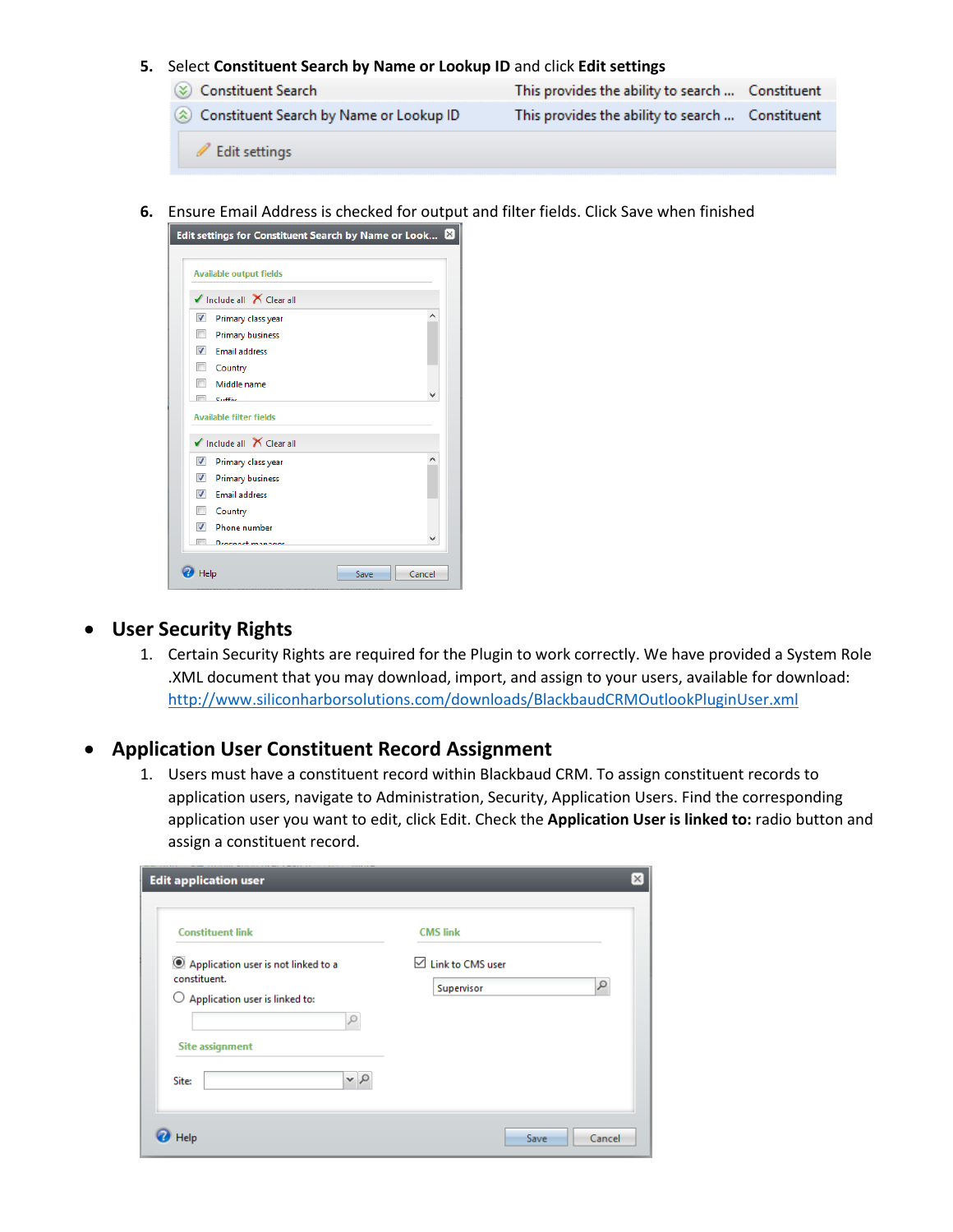5. Select **Constituent Search by Name or Lookup ID** and click **Edit settings**

6. Ensure Email Address is checked for output and filter fields. Click Save when finished

- ## User Security Rights

  1. Certain Security Rights are required for the Plugin to work correctly. We have provided a System Role .XML document that you may download, import, and assign to your users, available for download: http://www.siliconharborsolutions.com/downloads/BlackbaudCRMOutlookPluginUser.xml

- ## Application User Constituent Record Assignment

  1. Users must have a constituent record within Blackbaud CRM. To assign constituent records to application users, navigate to Administration, Security, Application Users. Find the corresponding application user you want to edit, click Edit. Check the **Application User is linked to:** radio button and assign a constituent record.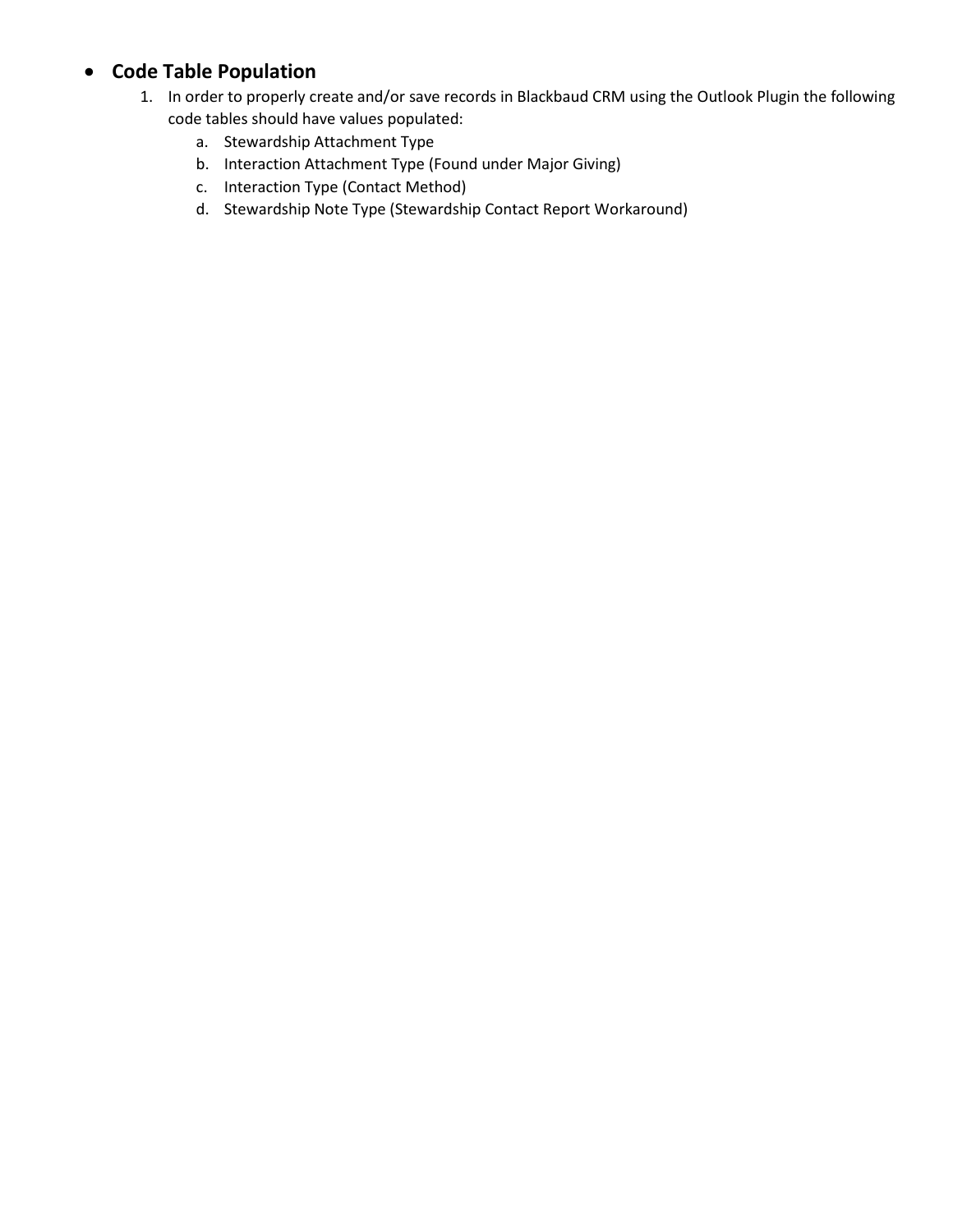- **Code Table Population**
  1. In order to properly create and/or save records in Blackbaud CRM using the Outlook Plugin the following code tables should have values populated:
     a. Stewardship Attachment Type
     b. Interaction Attachment Type (Found under Major Giving)
     c. Interaction Type (Contact Method)
     d. Stewardship Note Type (Stewardship Contact Report Workaround)